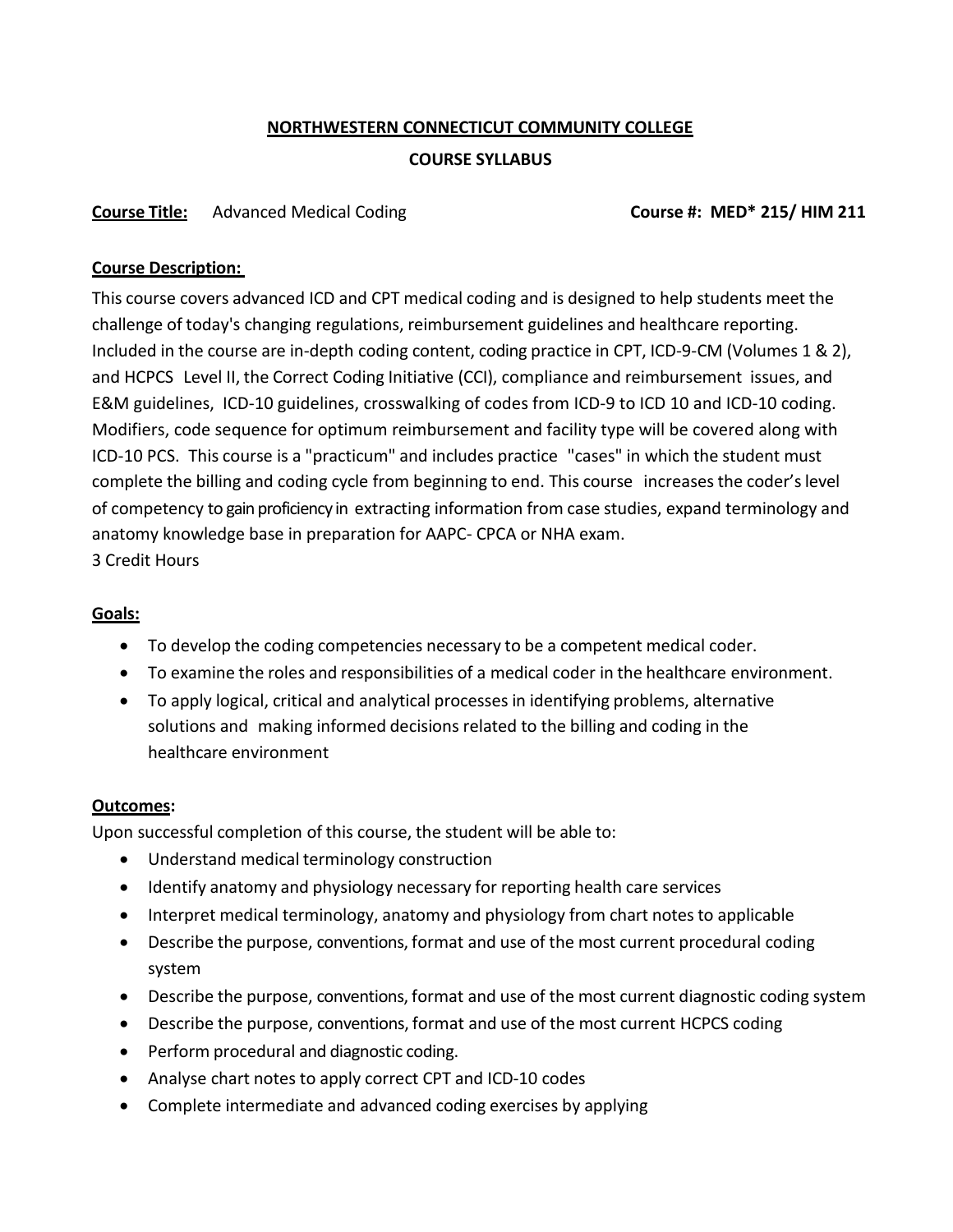# NORTHWESTERN CONNECTICUT COMMUNITY COLLEGE

## COURSE SYLLABUS

**Course Title:** Advanced Medical Coding **Course #: MED* 215/ HIM 211**

**Course Description:**

This course covers advanced ICD and CPT medical coding and is designed to help students meet the challenge of today's changing regulations, reimbursement guidelines and healthcare reporting. Included in the course are in-depth coding content, coding practice in CPT, ICD-9-CM (Volumes 1 & 2), and HCPCS Level II, the Correct Coding Initiative (CCI), compliance and reimbursement issues, and E&M guidelines, ICD-10 guidelines, crosswalking of codes from ICD-9 to ICD 10 and ICD-10 coding. Modifiers, code sequence for optimum reimbursement and facility type will be covered along with ICD-10 PCS. This course is a "practicum" and includes practice "cases" in which the student must complete the billing and coding cycle from beginning to end. This course increases the coder's level of competency to gain proficiency in extracting information from case studies, expand terminology and anatomy knowledge base in preparation for AAPC- CPCA or NHA exam.
3 Credit Hours

**Goals:**

- To develop the coding competencies necessary to be a competent medical coder.
- To examine the roles and responsibilities of a medical coder in the healthcare environment.
- To apply logical, critical and analytical processes in identifying problems, alternative solutions and making informed decisions related to the billing and coding in the healthcare environment

**Outcomes:**

Upon successful completion of this course, the student will be able to:

- Understand medical terminology construction
- Identify anatomy and physiology necessary for reporting health care services
- Interpret medical terminology, anatomy and physiology from chart notes to applicable
- Describe the purpose, conventions, format and use of the most current procedural coding system
- Describe the purpose, conventions, format and use of the most current diagnostic coding system
- Describe the purpose, conventions, format and use of the most current HCPCS coding
- Perform procedural and diagnostic coding.
- Analyse chart notes to apply correct CPT and ICD-10 codes
- Complete intermediate and advanced coding exercises by applying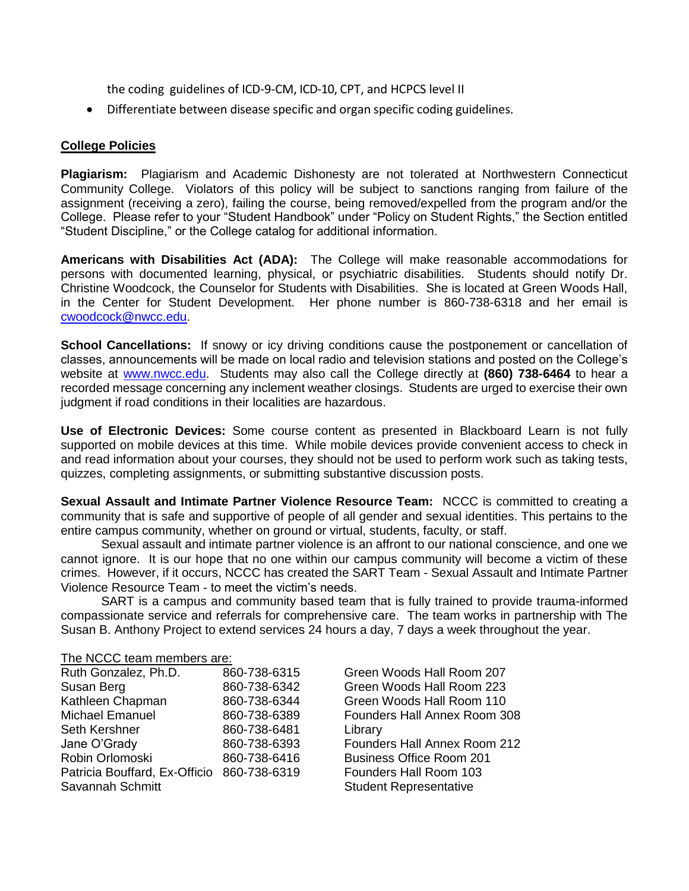the coding guidelines of ICD-9-CM, ICD-10, CPT, and HCPCS level II

- Differentiate between disease specific and organ specific coding guidelines.

## College Policies

**Plagiarism:** Plagiarism and Academic Dishonesty are not tolerated at Northwestern Connecticut Community College. Violators of this policy will be subject to sanctions ranging from failure of the assignment (receiving a zero), failing the course, being removed/expelled from the program and/or the College. Please refer to your "Student Handbook" under "Policy on Student Rights," the Section entitled "Student Discipline," or the College catalog for additional information.

**Americans with Disabilities Act (ADA):** The College will make reasonable accommodations for persons with documented learning, physical, or psychiatric disabilities. Students should notify Dr. Christine Woodcock, the Counselor for Students with Disabilities. She is located at Green Woods Hall, in the Center for Student Development. Her phone number is 860-738-6318 and her email is cwoodcock@nwcc.edu.

**School Cancellations:** If snowy or icy driving conditions cause the postponement or cancellation of classes, announcements will be made on local radio and television stations and posted on the College's website at www.nwcc.edu. Students may also call the College directly at **(860) 738-6464** to hear a recorded message concerning any inclement weather closings. Students are urged to exercise their own judgment if road conditions in their localities are hazardous.

**Use of Electronic Devices:** Some course content as presented in Blackboard Learn is not fully supported on mobile devices at this time. While mobile devices provide convenient access to check in and read information about your courses, they should not be used to perform work such as taking tests, quizzes, completing assignments, or submitting substantive discussion posts.

**Sexual Assault and Intimate Partner Violence Resource Team:** NCCC is committed to creating a community that is safe and supportive of people of all gender and sexual identities. This pertains to the entire campus community, whether on ground or virtual, students, faculty, or staff.

Sexual assault and intimate partner violence is an affront to our national conscience, and one we cannot ignore. It is our hope that no one within our campus community will become a victim of these crimes. However, if it occurs, NCCC has created the SART Team - Sexual Assault and Intimate Partner Violence Resource Team - to meet the victim's needs.

SART is a campus and community based team that is fully trained to provide trauma-informed compassionate service and referrals for comprehensive care. The team works in partnership with The Susan B. Anthony Project to extend services 24 hours a day, 7 days a week throughout the year.

The NCCC team members are:

| Name | Phone | Location |
|---|---|---|
| Ruth Gonzalez, Ph.D. | 860-738-6315 | Green Woods Hall Room 207 |
| Susan Berg | 860-738-6342 | Green Woods Hall Room 223 |
| Kathleen Chapman | 860-738-6344 | Green Woods Hall Room 110 |
| Michael Emanuel | 860-738-6389 | Founders Hall Annex Room 308 |
| Seth Kershner | 860-738-6481 | Library |
| Jane O'Grady | 860-738-6393 | Founders Hall Annex Room 212 |
| Robin Orlomoski | 860-738-6416 | Business Office Room 201 |
| Patricia Bouffard, Ex-Officio | 860-738-6319 | Founders Hall Room 103 |
| Savannah Schmitt | | Student Representative |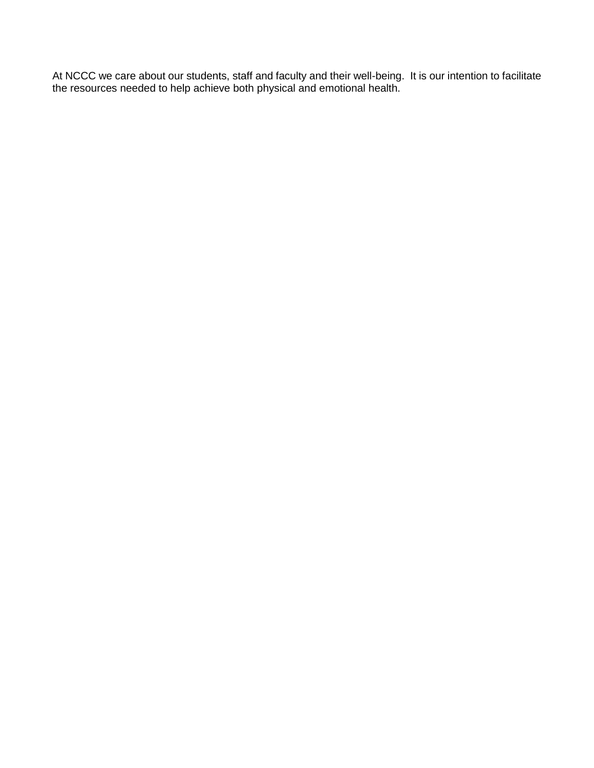At NCCC we care about our students, staff and faculty and their well-being. It is our intention to facilitate the resources needed to help achieve both physical and emotional health.